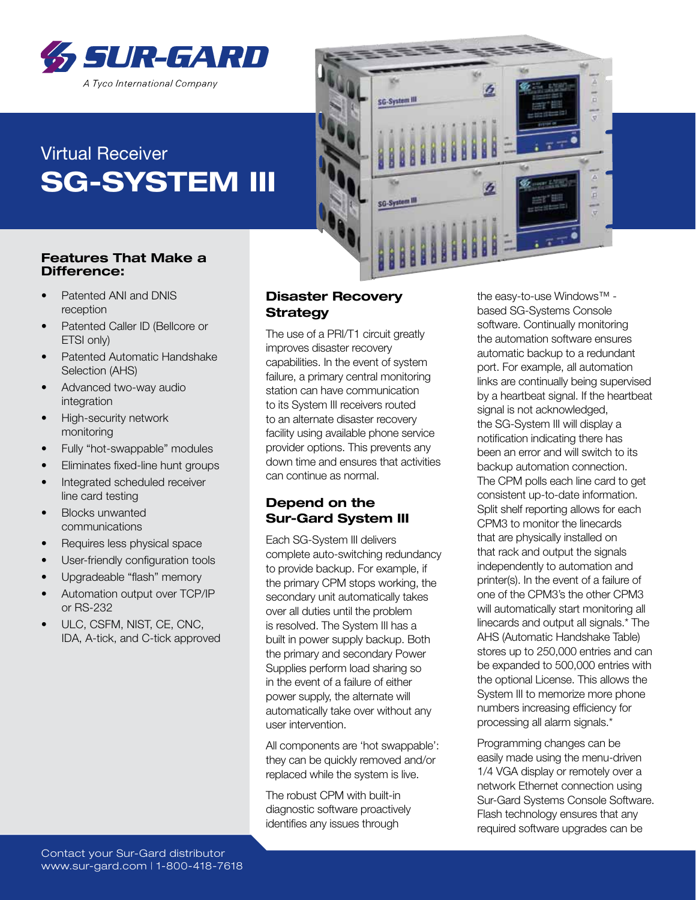SUR-GARD

*A Tyco International Company*

# Virtual Receiver
# SG-SYSTEM III

## Features That Make a Difference:

- Patented ANI and DNIS reception
- Patented Caller ID (Bellcore or ETSI only)
- Patented Automatic Handshake Selection (AHS)
- Advanced two-way audio integration
- High-security network monitoring
- Fully "hot-swappable" modules
- Eliminates fixed-line hunt groups
- Integrated scheduled receiver line card testing
- Blocks unwanted communications
- Requires less physical space
- User-friendly configuration tools
- Upgradeable "flash" memory
- Automation output over TCP/IP or RS-232
- ULC, CSFM, NIST, CE, CNC, IDA, A-tick, and C-tick approved

## Disaster Recovery Strategy

The use of a PRI/T1 circuit greatly improves disaster recovery capabilities. In the event of system failure, a primary central monitoring station can have communication to its System III receivers routed to an alternate disaster recovery facility using available phone service provider options. This prevents any down time and ensures that activities can continue as normal.

## Depend on the Sur-Gard System III

Each SG-System III delivers complete auto-switching redundancy to provide backup. For example, if the primary CPM stops working, the secondary unit automatically takes over all duties until the problem is resolved. The System III has a built in power supply backup. Both the primary and secondary Power Supplies perform load sharing so in the event of a failure of either power supply, the alternate will automatically take over without any user intervention.

All components are 'hot swappable': they can be quickly removed and/or replaced while the system is live.

The robust CPM with built-in diagnostic software proactively identifies any issues through the easy-to-use Windows™ - based SG-Systems Console software. Continually monitoring the automation software ensures automatic backup to a redundant port. For example, all automation links are continually being supervised by a heartbeat signal. If the heartbeat signal is not acknowledged, the SG-System III will display a notification indicating there has been an error and will switch to its backup automation connection. The CPM polls each line card to get consistent up-to-date information. Split shelf reporting allows for each CPM3 to monitor the linecards that are physically installed on that rack and output the signals independently to automation and printer(s). In the event of a failure of one of the CPM3's the other CPM3 will automatically start monitoring all linecards and output all signals.* The AHS (Automatic Handshake Table) stores up to 250,000 entries and can be expanded to 500,000 entries with the optional License. This allows the System III to memorize more phone numbers increasing efficiency for processing all alarm signals.*

Programming changes can be easily made using the menu-driven 1/4 VGA display or remotely over a network Ethernet connection using Sur-Gard Systems Console Software. Flash technology ensures that any required software upgrades can be

Contact your Sur-Gard distributor
www.sur-gard.com | 1-800-418-7618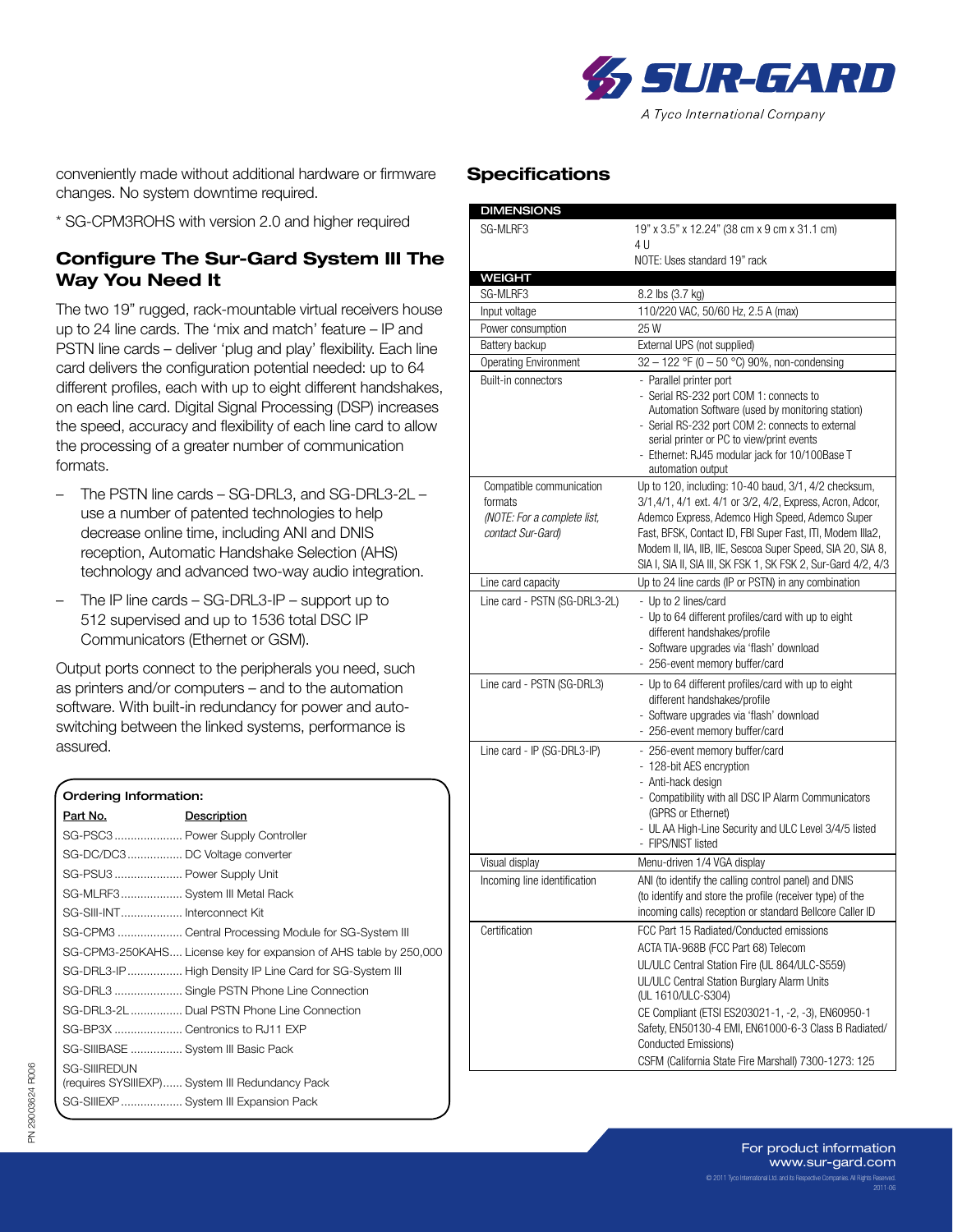conveniently made without additional hardware or firmware changes. No system downtime required.

* SG-CPM3ROHS with version 2.0 and higher required

## Configure The Sur-Gard System III The Way You Need It

The two 19" rugged, rack-mountable virtual receivers house up to 24 line cards. The 'mix and match' feature – IP and PSTN line cards – deliver 'plug and play' flexibility. Each line card delivers the configuration potential needed: up to 64 different profiles, each with up to eight different handshakes, on each line card. Digital Signal Processing (DSP) increases the speed, accuracy and flexibility of each line card to allow the processing of a greater number of communication formats.

- The PSTN line cards – SG-DRL3, and SG-DRL3-2L – use a number of patented technologies to help decrease online time, including ANI and DNIS reception, Automatic Handshake Selection (AHS) technology and advanced two-way audio integration.
- The IP line cards – SG-DRL3-IP – support up to 512 supervised and up to 1536 total DSC IP Communicators (Ethernet or GSM).

Output ports connect to the peripherals you need, such as printers and/or computers – and to the automation software. With built-in redundancy for power and auto-switching between the linked systems, performance is assured.

### Ordering Information:

| Part No. | Description |
|---|---|
| SG-PSC3 | Power Supply Controller |
| SG-DC/DC3 | DC Voltage converter |
| SG-PSU3 | Power Supply Unit |
| SG-MLRF3 | System III Metal Rack |
| SG-SIII-INT | Interconnect Kit |
| SG-CPM3 | Central Processing Module for SG-System III |
| SG-CPM3-250KAHS | License key for expansion of AHS table by 250,000 |
| SG-DRL3-IP | High Density IP Line Card for SG-System III |
| SG-DRL3 | Single PSTN Phone Line Connection |
| SG-DRL3-2L | Dual PSTN Phone Line Connection |
| SG-BP3X | Centronics to RJ11 EXP |
| SG-SIIIBASE | System III Basic Pack |
| SG-SIIIREDUN (requires SYSIIIEXP) | System III Redundancy Pack |
| SG-SIIIEXP | System III Expansion Pack |

## Specifications

| | |
|---|---|
| **DIMENSIONS** | |
| SG-MLRF3 | 19" x 3.5" x 12.24" (38 cm x 9 cm x 31.1 cm)<br>4 U<br>NOTE: Uses standard 19" rack |
| **WEIGHT** | |
| SG-MLRF3 | 8.2 lbs (3.7 kg) |
| Input voltage | 110/220 VAC, 50/60 Hz, 2.5 A (max) |
| Power consumption | 25 W |
| Battery backup | External UPS (not supplied) |
| Operating Environment | 32 – 122 °F (0 – 50 °C) 90%, non-condensing |
| Built-in connectors | - Parallel printer port<br>- Serial RS-232 port COM 1: connects to Automation Software (used by monitoring station)<br>- Serial RS-232 port COM 2: connects to external serial printer or PC to view/print events<br>- Ethernet: RJ45 modular jack for 10/100Base T automation output |
| Compatible communication formats<br>*(NOTE: For a complete list, contact Sur-Gard)* | Up to 120, including: 10-40 baud, 3/1, 4/2 checksum, 3/1,4/1, 4/1 ext. 4/1 or 3/2, 4/2, Express, Acron, Adcor, Ademco Express, Ademco High Speed, Ademco Super Fast, BFSK, Contact ID, FBI Super Fast, ITI, Modem IIIa2, Modem II, IIA, IIB, IIE, Sescoa Super Speed, SIA 20, SIA 8, SIA I, SIA II, SIA III, SK FSK 1, SK FSK 2, Sur-Gard 4/2, 4/3 |
| Line card capacity | Up to 24 line cards (IP or PSTN) in any combination |
| Line card - PSTN (SG-DRL3-2L) | - Up to 2 lines/card<br>- Up to 64 different profiles/card with up to eight different handshakes/profile<br>- Software upgrades via 'flash' download<br>- 256-event memory buffer/card |
| Line card - PSTN (SG-DRL3) | - Up to 64 different profiles/card with up to eight different handshakes/profile<br>- Software upgrades via 'flash' download<br>- 256-event memory buffer/card |
| Line card - IP (SG-DRL3-IP) | - 256-event memory buffer/card<br>- 128-bit AES encryption<br>- Anti-hack design<br>- Compatibility with all DSC IP Alarm Communicators (GPRS or Ethernet)<br>- UL AA High-Line Security and ULC Level 3/4/5 listed<br>- FIPS/NIST listed |
| Visual display | Menu-driven 1/4 VGA display |
| Incoming line identification | ANI (to identify the calling control panel) and DNIS (to identify and store the profile (receiver type) of the incoming calls) reception or standard Bellcore Caller ID |
| Certification | FCC Part 15 Radiated/Conducted emissions<br>ACTA TIA-968B (FCC Part 68) Telecom<br>UL/ULC Central Station Fire (UL 864/ULC-S559)<br>UL/ULC Central Station Burglary Alarm Units (UL 1610/ULC-S304)<br>CE Compliant (ETSI ES203021-1, -2, -3), EN60950-1 Safety, EN50130-4 EMI, EN61000-6-3 Class B Radiated/ Conducted Emissions)<br>CSFM (California State Fire Marshall) 7300-1273: 125 |

For product information
www.sur-gard.com

© 2011 Tyco International Ltd. and its Respective Companies. All Rights Reserved.
2011-06

PN 29003624 R006